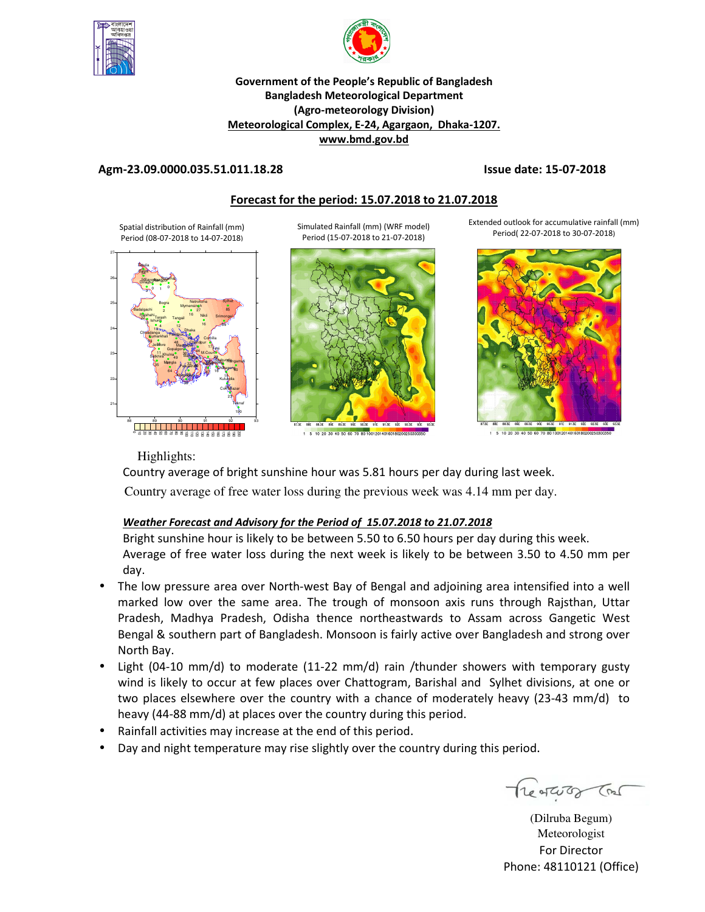**Government of the People's Republic of Bangladesh**
**Bangladesh Meteorological Department**
**(Agro-meteorology Division)**
**Meteorological Complex, E-24, Agargaon, Dhaka-1207.**
**www.bmd.gov.bd**

**Agm-23.09.0000.035.51.011.18.28** **Issue date: 15-07-2018**

## Forecast for the period: 15.07.2018 to 21.07.2018

Spatial distribution of Rainfall (mm) Period (08-07-2018 to 14-07-2018)

Simulated Rainfall (mm) (WRF model) Period (15-07-2018 to 21-07-2018)

Extended outlook for accumulative rainfall (mm) Period( 22-07-2018 to 30-07-2018)

Highlights:

Country average of bright sunshine hour was 5.81 hours per day during last week.

Country average of free water loss during the previous week was 4.14 mm per day.

***Weather Forecast and Advisory for the Period of 15.07.2018 to 21.07.2018***

Bright sunshine hour is likely to be between 5.50 to 6.50 hours per day during this week.

Average of free water loss during the next week is likely to be between 3.50 to 4.50 mm per day.

- The low pressure area over North-west Bay of Bengal and adjoining area intensified into a well marked low over the same area. The trough of monsoon axis runs through Rajsthan, Uttar Pradesh, Madhya Pradesh, Odisha thence northeastwards to Assam across Gangetic West Bengal & southern part of Bangladesh. Monsoon is fairly active over Bangladesh and strong over North Bay.
- Light (04-10 mm/d) to moderate (11-22 mm/d) rain /thunder showers with temporary gusty wind is likely to occur at few places over Chattogram, Barishal and Sylhet divisions, at one or two places elsewhere over the country with a chance of moderately heavy (23-43 mm/d) to heavy (44-88 mm/d) at places over the country during this period.
- Rainfall activities may increase at the end of this period.
- Day and night temperature may rise slightly over the country during this period.

(Dilruba Begum)
Meteorologist
For Director
Phone: 48110121 (Office)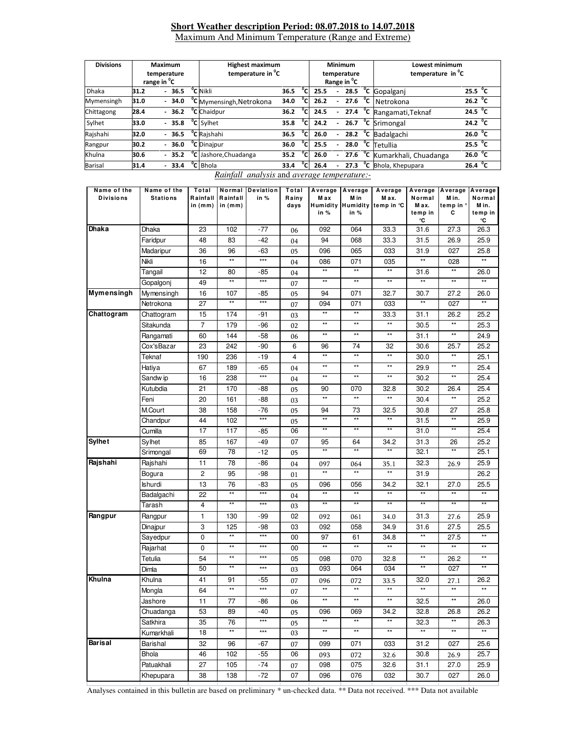## Short Weather description Period: 08.07.2018 to 14.07.2018

Maximum And Minimum Temperature (Range and Extreme)

| Divisions | Maximum temperature range in °C | Highest maximum temperature in °C | | Minimum temperature Range in °C | Lowest minimum temperature in °C | |
|---|---|---|---|---|---|---|
| Dhaka | 31.2 - 36.5 °C | Nikli | 36.5 °C | 25.5 - 28.5 °C | Gopalganj | 25.5 °C |
| Mymensingh | 31.0 - 34.0 °C | Mymensingh,Netrokona | 34.0 °C | 26.2 - 27.6 °C | Netrokona | 26.2 °C |
| Chittagong | 28.4 - 36.2 °C | Chaidpur | 36.2 °C | 24.5 - 27.4 °C | Rangamati,Teknaf | 24.5 °C |
| Sylhet | 33.0 - 35.8 °C | Sylhet | 35.8 °C | 24.2 - 26.7 °C | Srimongal | 24.2 °C |
| Rajshahi | 32.0 - 36.5 °C | Rajshahi | 36.5 °C | 26.0 - 28.2 °C | Badalgachi | 26.0 °C |
| Rangpur | 30.2 - 36.0 °C | Dinajpur | 36.0 °C | 25.5 - 28.0 °C | Tetullia | 25.5 °C |
| Khulna | 30.6 - 35.2 °C | Jashore,Chuadanga | 35.2 °C | 26.0 - 27.6 °C | Kumarkhali, Chuadanga | 26.0 °C |
| Barisal | 31.4 - 33.4 °C | Bhola | 33.4 °C | 26.4 - 27.3 °C | Bhola, Khepupara | 26.4 °C |

*Rainfall analysis* and *average temperature:-*

| Name of the Divisions | Name of the Stations | Total Rainfall in (mm) | Normal Rainfall in (mm) | Deviation in % | Total Rainy days | Average Max Humidity in % | Average Min Humidity in % | Average Max. temp in °C | Average Normal Max. temp in °C | Average Min. temp in °C | Average Normal Min. temp in °C |
|---|---|---|---|---|---|---|---|---|---|---|---|
| **Dhaka** | Dhaka | 23 | 102 | -77 | 06 | 092 | 064 | 33.3 | 31.6 | 27.3 | 26.3 |
| | Faridpur | 48 | 83 | -42 | 04 | 94 | 068 | 33.3 | 31.5 | 26.9 | 25.9 |
| | Madaripur | 36 | 96 | -63 | 05 | 096 | 065 | 033 | 31.9 | 027 | 25.8 |
| | Nikli | 16 | ** | *** | 04 | 086 | 071 | 035 | ** | 028 | ** |
| | Tangail | 12 | 80 | -85 | 04 | ** | ** | ** | 31.6 | ** | 26.0 |
| | Gopalgonj | 49 | ** | *** | 07 | ** | ** | ** | ** | ** | ** |
| **Mymensingh** | Mymensingh | 16 | 107 | -85 | 05 | 94 | 071 | 32.7 | 30.7 | 27.2 | 26.0 |
| | Netrokona | 27 | ** | *** | 07 | 094 | 071 | 033 | ** | 027 | ** |
| **Chattogram** | Chattogram | 15 | 174 | -91 | 03 | ** | ** | 33.3 | 31.1 | 26.2 | 25.2 |
| | Sitakunda | 7 | 179 | -96 | 02 | ** | ** | ** | 30.5 | ** | 25.3 |
| | Rangamati | 60 | 144 | -58 | 06 | ** | ** | ** | 31.1 | ** | 24.9 |
| | Cox'sBazar | 23 | 242 | -90 | 6 | 96 | 74 | 32 | 30.6 | 25.7 | 25.2 |
| | Teknaf | 190 | 236 | -19 | 4 | ** | ** | ** | 30.0 | ** | 25.1 |
| | Hatiya | 67 | 189 | -65 | 04 | ** | ** | ** | 29.9 | ** | 25.4 |
| | Sandwip | 16 | 238 | *** | 04 | ** | ** | ** | 30.2 | ** | 25.4 |
| | Kutubdia | 21 | 170 | -88 | 05 | 90 | 070 | 32.8 | 30.2 | 26.4 | 25.4 |
| | Feni | 20 | 161 | -88 | 03 | ** | ** | ** | 30.4 | ** | 25.2 |
| | M.Court | 38 | 158 | -76 | 05 | 94 | 73 | 32.5 | 30.8 | 27 | 25.8 |
| | Chandpur | 44 | 102 | *** | 05 | ** | ** | ** | 31.5 | ** | 25.9 |
| | Cumilla | 17 | 117 | -85 | 06 | ** | ** | ** | 31.0 | ** | 25.4 |
| **Sylhet** | Sylhet | 85 | 167 | -49 | 07 | 95 | 64 | 34.2 | 31.3 | 26 | 25.2 |
| | Srimongal | 69 | 78 | -12 | 05 | ** | ** | ** | 32.1 | ** | 25.1 |
| **Rajshahi** | Rajshahi | 11 | 78 | -86 | 04 | 097 | 064 | 35.1 | 32.3 | 26.9 | 25.9 |
| | Bogura | 2 | 95 | -98 | 01 | ** | ** | ** | 31.9 | | 26.2 |
| | Ishurdi | 13 | 76 | -83 | 05 | 096 | 056 | 34.2 | 32.1 | 27.0 | 25.5 |
| | Badalgachi | 22 | ** | *** | 04 | ** | ** | ** | ** | ** | ** |
| | Tarash | 4 | ** | *** | 03 | ** | ** | ** | ** | ** | ** |
| **Rangpur** | Rangpur | 1 | 130 | -99 | 02 | 092 | 061 | 34.0 | 31.3 | 27.6 | 25.9 |
| | Dinajpur | 3 | 125 | -98 | 03 | 092 | 058 | 34.9 | 31.6 | 27.5 | 25.5 |
| | Sayedpur | 0 | ** | *** | 00 | 97 | 61 | 34.8 | ** | 27.5 | ** |
| | Rajarhat | 0 | ** | *** | 00 | ** | ** | ** | ** | ** | ** |
| | Tetulia | 54 | ** | *** | 05 | 098 | 070 | 32.8 | ** | 26.2 | ** |
| | Dimla | 50 | ** | *** | 03 | 093 | 064 | 034 | ** | 027 | ** |
| **Khulna** | Khulna | 41 | 91 | -55 | 07 | 096 | 072 | 33.5 | 32.0 | 27.1 | 26.2 |
| | Mongla | 64 | ** | *** | 07 | ** | ** | ** | ** | ** | ** |
| | Jashore | 11 | 77 | -86 | 06 | ** | ** | ** | 32.5 | ** | 26.0 |
| | Chuadanga | 53 | 89 | -40 | 05 | 096 | 069 | 34.2 | 32.8 | 26.8 | 26.2 |
| | Satkhira | 35 | 76 | *** | 05 | ** | ** | ** | 32.3 | ** | 26.3 |
| | Kumarkhali | 18 | ** | *** | 03 | ** | ** | ** | ** | ** | ** |
| **Barisal** | Barishal | 32 | 96 | -67 | 07 | 099 | 071 | 033 | 31.2 | 027 | 25.6 |
| | Bhola | 46 | 102 | -55 | 06 | 093 | 072 | 32.6 | 30.8 | 26.9 | 25.7 |
| | Patuakhali | 27 | 105 | -74 | 07 | 098 | 075 | 32.6 | 31.1 | 27.0 | 25.9 |
| | Khepupara | 38 | 138 | -72 | 07 | 096 | 076 | 032 | 30.7 | 027 | 26.0 |

Analyses contained in this bulletin are based on preliminary * un-checked data. ** Data not received. *** Data not available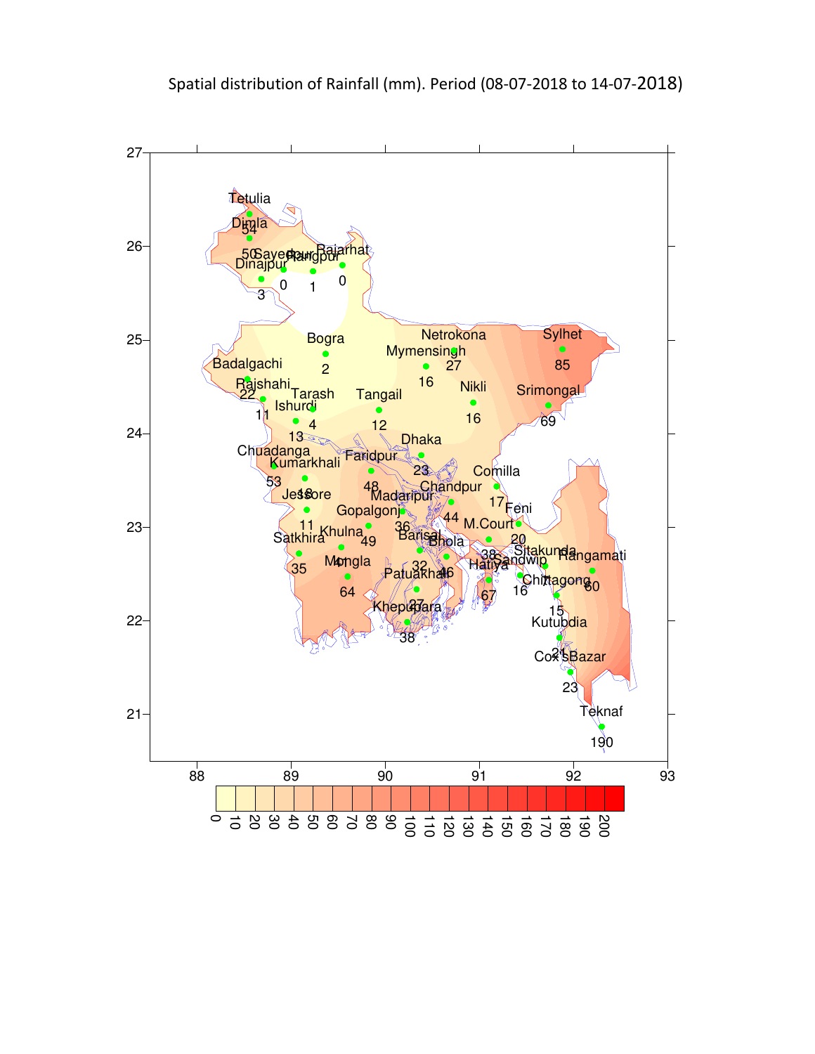Spatial distribution of Rainfall (mm). Period (08-07-2018 to 14-07-2018)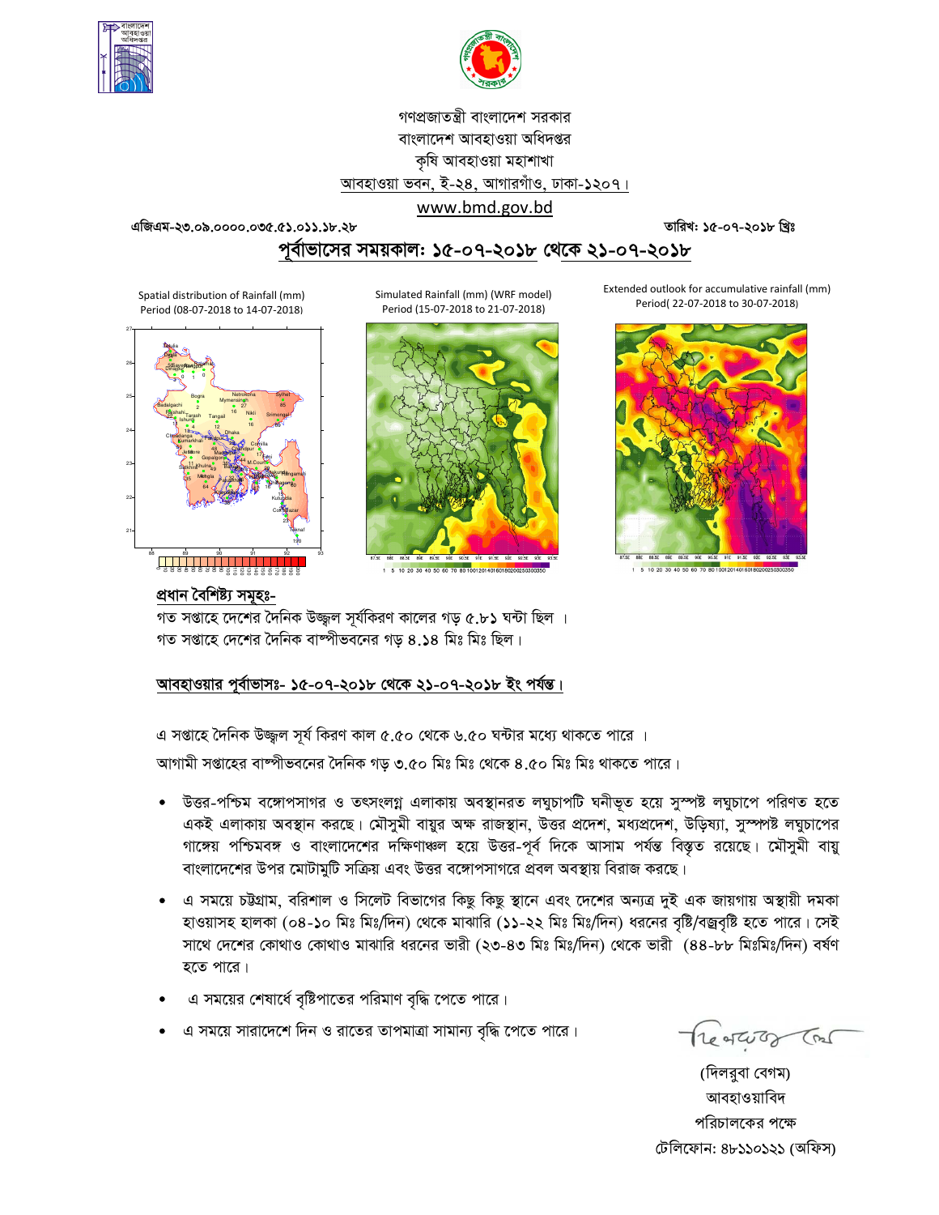গণপ্রজাতন্ত্রী বাংলাদেশ সরকার
বাংলাদেশ আবহাওয়া অধিদপ্তর
কৃষি আবহাওয়া মহাশাখা
আবহাওয়া ভবন, ই-২৪, আগারগাঁও, ঢাকা-১২০৭।
www.bmd.gov.bd

এজিএম-২৩.০৯.০০০০.০৩৫.৫১.০১১.১৮.২৮ তারিখ: ১৫-০৭-২০১৮ খ্রিঃ

## পূর্বাভাসের সময়কাল: ১৫-০৭-২০১৮ থেকে ২১-০৭-২০১৮

Spatial distribution of Rainfall (mm) Period (08-07-2018 to 14-07-2018)

Simulated Rainfall (mm) (WRF model) Period (15-07-2018 to 21-07-2018)

Extended outlook for accumulative rainfall (mm) Period( 22-07-2018 to 30-07-2018)

### প্রধান বৈশিষ্ট্য সমূহঃ-

গত সপ্তাহে দেশের দৈনিক উজ্জ্বল সূর্যকিরণ কালের গড় ৫.৮১ ঘন্টা ছিল ।
গত সপ্তাহে দেশের দৈনিক বাষ্পীভবনের গড় ৪.১৪ মিঃ মিঃ ছিল।

### আবহাওয়ার পূর্বাভাসঃ- ১৫-০৭-২০১৮ থেকে ২১-০৭-২০১৮ ইং পর্যন্ত।

এ সপ্তাহে দৈনিক উজ্জ্বল সূর্য কিরণ কাল ৫.৫০ থেকে ৬.৫০ ঘন্টার মধ্যে থাকতে পারে ।
আগামী সপ্তাহের বাষ্পীভবনের দৈনিক গড় ৩.৫০ মিঃ মিঃ থেকে ৪.৫০ মিঃ মিঃ থাকতে পারে।

- উত্তর-পশ্চিম বঙ্গোপসাগর ও তৎসংলগ্ন এলাকায় অবস্থানরত লঘুচাপটি ঘনীভূত হয়ে সুস্পষ্ট লঘুচাপে পরিণত হতে একই এলাকায় অবস্থান করছে। মৌসুমী বায়ুর অক্ষ রাজস্থান, উত্তর প্রদেশ, মধ্যপ্রদেশ, উড়িষ্যা, সুস্পষ্ট লঘুচাপের গাঙ্গেয় পশ্চিমবঙ্গ ও বাংলাদেশের দক্ষিণাঞ্চল হয়ে উত্তর-পূর্ব দিকে আসাম পর্যন্ত বিস্তৃত রয়েছে। মৌসুমী বায়ু বাংলাদেশের উপর মোটামুটি সক্রিয় এবং উত্তর বঙ্গোপসাগরে প্রবল অবস্থায় বিরাজ করছে।
- এ সময়ে চট্টগ্রাম, বরিশাল ও সিলেট বিভাগের কিছু কিছু স্থানে এবং দেশের অন্যত্র দুই এক জায়গায় অস্থায়ী দমকা হাওয়াসহ হালকা (০৪-১০ মিঃ মিঃ/দিন) থেকে মাঝারি (১১-২২ মিঃ মিঃ/দিন) ধরনের বৃষ্টি/বজ্রবৃষ্টি হতে পারে। সেই সাথে দেশের কোথাও কোথাও মাঝারি ধরনের ভারী (২৩-৪৩ মিঃ মিঃ/দিন) থেকে ভারী (৪৪-৮৮ মিঃমিঃ/দিন) বর্ষণ হতে পারে।
- এ সময়ের শেষার্ধে বৃষ্টিপাতের পরিমাণ বৃদ্ধি পেতে পারে।
- এ সময়ে সারাদেশে দিন ও রাতের তাপমাত্রা সামান্য বৃদ্ধি পেতে পারে।

(দিলরুবা বেগম)
আবহাওয়াবিদ
পরিচালকের পক্ষে
টেলিফোন: ৪৮১১০১২১ (অফিস)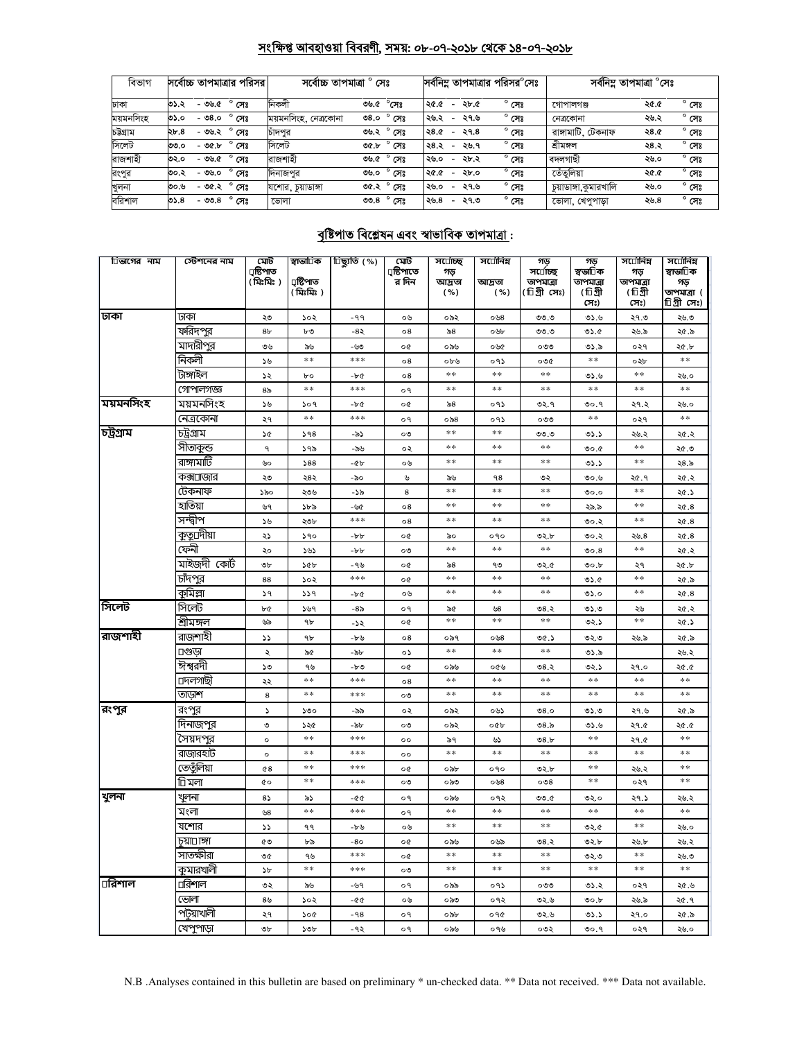## সংক্ষিপ্ত আবহাওয়া বিবরণী, সময়: ০৮-০৭-২০১৮ থেকে ১৪-০৭-২০১৮

| বিভাগ | সর্বোচ্চ তাপমাত্রার পরিসর | সর্বোচ্চ তাপমাত্রা ° সেঃ | | সর্বনিম্ন তাপমাত্রার পরিসর°সেঃ | সর্বনিম্ন তাপমাত্রা °সেঃ | |
|---|---|---|---|---|---|---|
| ঢাকা | ৩১.২ - ৩৬.৫ ° সেঃ | নিকলী | ৩৬.৫ °সেঃ | ২৫.৫ - ২৮.৫ ° সেঃ | গোপালগঞ্জ | ২৫.৫ ° সেঃ |
| ময়মনসিংহ | ৩১.০ - ৩৪.০ ° সেঃ | ময়মনসিংহ, নেত্রকোনা | ৩৪.০ ° সেঃ | ২৬.২ - ২৭.৬ ° সেঃ | নেত্রকোনা | ২৬.২ ° সেঃ |
| চট্টগ্রাম | ২৮.৪ - ৩৬.২ ° সেঃ | চাঁদপুর | ৩৬.২ ° সেঃ | ২৪.৫ - ২৭.৪ ° সেঃ | রাঙ্গামাটি, টেকনাফ | ২৪.৫ ° সেঃ |
| সিলেট | ৩৩.০ - ৩৫.৮ ° সেঃ | সিলেট | ৩৫.৮ ° সেঃ | ২৪.২ - ২৬.৭ ° সেঃ | শ্রীমঙ্গল | ২৪.২ ° সেঃ |
| রাজশাহী | ৩২.০ - ৩৬.৫ ° সেঃ | রাজশাহী | ৩৬.৫ ° সেঃ | ২৬.০ - ২৮.২ ° সেঃ | বদলগাছী | ২৬.০ ° সেঃ |
| রংপুর | ৩০.২ - ৩৬.০ ° সেঃ | দিনাজপুর | ৩৬.০ ° সেঃ | ২৫.৫ - ২৮.০ ° সেঃ | তেঁতুলিয়া | ২৫.৫ ° সেঃ |
| খুলনা | ৩০.৬ - ৩৫.২ ° সেঃ | যশোর, চুয়াডাঙ্গা | ৩৫.২ ° সেঃ | ২৬.০ - ২৭.৬ ° সেঃ | চুয়াডাঙ্গা,কুমারখালি | ২৬.০ ° সেঃ |
| বরিশাল | ৩১.৪ - ৩৩.৪ ° সেঃ | ভোলা | ৩৩.৪ ° সেঃ | ২৬.৪ - ২৭.৩ ° সেঃ | ভোলা, খেপুপাড়া | ২৬.৪ ° সেঃ |

## বৃষ্টিপাত বিশ্লেষন এবং স্বাভাবিক তাপমাত্রা :

| বিভাগের নাম | স্টেশনের নাম | মোট বৃষ্টিপাত (মিঃমিঃ) | স্বাভাবিক বৃষ্টিপাত (মিঃমিঃ) | বিচ্যুতি (%) | মোট বৃষ্টিপাতের দিন | সর্বোচ্চ গড় আদ্রতা (%) | সর্বনিম্ন আদ্রতা (%) | গড় সর্বোচ্চ তাপমাত্রা (ডিগ্রী সেঃ) | গড় স্বাভাবিক তাপমাত্রা (ডিগ্রী সেঃ) | সর্বনিম্ন গড় তাপমাত্রা (ডিগ্রী সেঃ) | সর্বনিম্ন স্বাভাবিক গড় তাপমাত্রা (ডিগ্রী সেঃ) |
|---|---|---|---|---|---|---|---|---|---|---|---|
| ঢাকা | ঢাকা | ২৩ | ১০২ | -৭৭ | ০৬ | ০৯২ | ০৬৪ | ৩৩.৩ | ৩১.৬ | ২৭.৩ | ২৬.৩ |
| | ফরিদপুর | ৪৮ | ৮৩ | -৪২ | ০৪ | ৯৪ | ০৬৮ | ৩৩.৩ | ৩১.৫ | ২৬.৯ | ২৫.৯ |
| | মাদারীপুর | ৩৬ | ৯৬ | -৬৩ | ০৫ | ০৯৬ | ০৬৫ | ০৩৩ | ৩১.৯ | ০২৭ | ২৫.৮ |
| | নিকলী | ১৬ | ** | *** | ০৪ | ০৮৬ | ০৭১ | ০৩৫ | ** | ০২৮ | ** |
| | টাঙ্গাইল | ১২ | ৮০ | -৮৫ | ০৪ | ** | ** | ** | ৩১.৬ | ** | ২৬.০ |
| | গোপালগঞ্জ | ৪৯ | ** | *** | ০৭ | ** | ** | ** | ** | ** | ** |
| ময়মনসিংহ | ময়মনসিংহ | ১৬ | ১০৭ | -৮৫ | ০৫ | ৯৪ | ০৭১ | ৩২.৭ | ৩০.৭ | ২৭.২ | ২৬.০ |
| | নেত্রকোনা | ২৭ | ** | *** | ০৭ | ০৯৪ | ০৭১ | ০৩৩ | ** | ০২৭ | ** |
| চট্টগ্রাম | চট্টগ্রাম | ১৫ | ১৭৪ | -৯১ | ০৩ | ** | ** | ৩৩.৩ | ৩১.১ | ২৬.২ | ২৫.২ |
| | সীতাকুন্ড | ৭ | ১৭৯ | -৯৬ | ০২ | ** | ** | ** | ৩০.৫ | ** | ২৫.৩ |
| | রাঙ্গামাটি | ৬০ | ১৪৪ | -৫৮ | ০৬ | ** | ** | ** | ৩১.১ | ** | ২৪.৯ |
| | কক্সবাজার | ২৩ | ২৪২ | -৯০ | ৬ | ৯৬ | ৭৪ | ৩২ | ৩০.৬ | ২৫.৭ | ২৫.২ |
| | টেকনাফ | ১৯০ | ২৩৬ | -১৯ | ৪ | ** | ** | ** | ৩০.০ | ** | ২৫.১ |
| | হাতিয়া | ৬৭ | ১৮৯ | -৬৫ | ০৪ | ** | ** | ** | ২৯.৯ | ** | ২৫.৪ |
| | সন্দ্বীপ | ১৬ | ২৩৮ | *** | ০৪ | ** | ** | ** | ৩০.২ | ** | ২৫.৪ |
| | কুতুবদীয়া | ২১ | ১৭০ | -৮৮ | ০৫ | ৯০ | ০৭০ | ৩২.৮ | ৩০.২ | ২৬.৪ | ২৫.৪ |
| | ফেনী | ২০ | ১৬১ | -৮৮ | ০৩ | ** | ** | ** | ৩০.৪ | ** | ২৫.২ |
| | মাইজদী কোর্ট | ৩৮ | ১৫৮ | -৭৬ | ০৫ | ৯৪ | ৭৩ | ৩২.৫ | ৩০.৮ | ২৭ | ২৫.৮ |
| | চাঁদপুর | ৪৪ | ১০২ | *** | ০৫ | ** | ** | ** | ৩১.৫ | ** | ২৫.৯ |
| | কুমিল্লা | ১৭ | ১১৭ | -৮৫ | ০৬ | ** | ** | ** | ৩১.০ | ** | ২৫.৪ |
| সিলেট | সিলেট | ৮৫ | ১৬৭ | -৪৯ | ০৭ | ৯৫ | ৬৪ | ৩৪.২ | ৩১.৩ | ২৬ | ২৫.২ |
| | শ্রীমঙ্গল | ৬৯ | ৭৮ | -১২ | ০৫ | ** | ** | ** | ৩২.১ | ** | ২৫.১ |
| রাজশাহী | রাজশাহী | ১১ | ৭৮ | -৮৬ | ০৪ | ০৯৭ | ০৬৪ | ৩৫.১ | ৩২.৩ | ২৬.৯ | ২৫.৯ |
| | বগুড়া | ২ | ৯৫ | -৯৮ | ০১ | ** | ** | ** | ৩১.৯ | | ২৬.২ |
| | ঈশ্বরদী | ১৩ | ৭৬ | -৮৩ | ০৫ | ০৯৬ | ০৫৬ | ৩৪.২ | ৩২.১ | ২৭.০ | ২৫.৫ |
| | বদলগাছী | ২২ | ** | *** | ০৪ | ** | ** | ** | ** | ** | ** |
| | তাড়াশ | ৪ | ** | *** | ০৩ | ** | ** | ** | ** | ** | ** |
| রংপুর | রংপুর | ১ | ১৩০ | -৯৯ | ০২ | ০৯২ | ০৬১ | ৩৪.০ | ৩১.৩ | ২৭.৬ | ২৫.৯ |
| | দিনাজপুর | ৩ | ১২৫ | -৯৮ | ০৩ | ০৯২ | ০৫৮ | ৩৪.৯ | ৩১.৬ | ২৭.৫ | ২৫.৫ |
| | সৈয়দপুর | ০ | ** | *** | ০০ | ৯৭ | ৬১ | ৩৪.৮ | ** | ২৭.৫ | ** |
| | রাজারহাট | ০ | ** | *** | ০০ | ** | ** | ** | ** | ** | ** |
| | তেতুঁলিয়া | ৫৪ | ** | *** | ০৫ | ০৯৮ | ০৭০ | ৩২.৮ | ** | ২৬.২ | ** |
| | ডিমলা | ৫০ | ** | *** | ০৩ | ০৯৩ | ০৬৪ | ০৩৪ | ** | ০২৭ | ** |
| খুলনা | খুলনা | ৪১ | ৯১ | -৫৫ | ০৭ | ০৯৬ | ০৭২ | ৩৩.৫ | ৩২.০ | ২৭.১ | ২৬.২ |
| | মংলা | ৬৪ | ** | *** | ০৭ | ** | ** | ** | ** | ** | ** |
| | যশোর | ১১ | ৭৭ | -৮৬ | ০৬ | ** | ** | ** | ৩২.৫ | ** | ২৬.০ |
| | চুয়াডাঙ্গা | ৫৩ | ৮৯ | -৪০ | ০৫ | ০৯৬ | ০৬৯ | ৩৪.২ | ৩২.৮ | ২৬.৮ | ২৬.২ |
| | সাতক্ষীরা | ৩৫ | ৭৬ | *** | ০৫ | ** | ** | ** | ৩২.৩ | ** | ২৬.৩ |
| | কুমারখালী | ১৮ | ** | *** | ০৩ | ** | ** | ** | ** | ** | ** |
| বরিশাল | বরিশাল | ৩২ | ৯৬ | -৬৭ | ০৭ | ০৯৯ | ০৭১ | ০৩৩ | ৩১.২ | ০২৭ | ২৫.৬ |
| | ভোলা | ৪৬ | ১০২ | -৫৫ | ০৬ | ০৯৩ | ০৭২ | ৩২.৬ | ৩০.৮ | ২৬.৯ | ২৫.৭ |
| | পটুয়াখালী | ২৭ | ১০৫ | -৭৪ | ০৭ | ০৯৮ | ০৭৫ | ৩২.৬ | ৩১.১ | ২৭.০ | ২৫.৯ |
| | খেপুপাড়া | ৩৮ | ১৩৮ | -৭২ | ০৭ | ০৯৬ | ০৭৬ | ০৩২ | ৩০.৭ | ০২৭ | ২৬.০ |

N.B .Analyses contained in this bulletin are based on preliminary * un-checked data. ** Data not received. *** Data not available.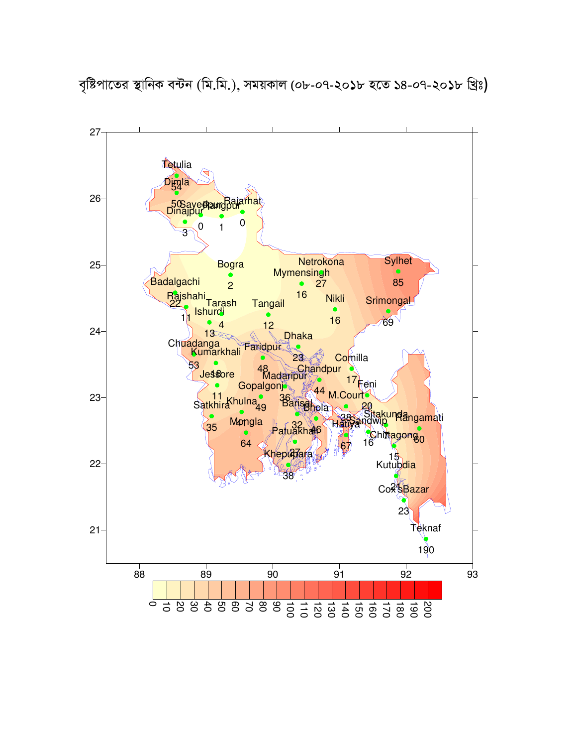# বৃষ্টিপাতের স্থানিক বন্টন (মি.মি.), সময়কাল (০৮-০৭-২০১৮ হতে ১৪-০৭-২০১৮ খ্রিঃ)

27
26
25
24
23
22
21

88
89
90
91
92
93

Tetulia 54
Dimla 50
Dinajpur 3
Sayedpur 0
Rangpur 1
Rajarhat 0
Bogra 2
Badalgachi 22
Rajshahi 11
Tarash 4
Ishurdi 13
Tangail 12
Mymensingh 16
Netrokona 27
Nikli 16
Sylhet 85
Srimongal 69
Chuadanga 53
Kumarkhali 18
Jessore 11
Satkhira 35
Khulna 40
Mongla 64
Faridpur 48
Gopalgonj 49
Madaripur 36
Dhaka 23
Chandpur 44
Comilla 17
Feni 20
M.Court 38
Barisal 32
Bhola 46
Patuakhali 27
Khepupara 38
Hatiya 67
Sandwip 16
Sitakunda 15
Chittagong
Rangamati 60
Kutubdia 21
Cox'sBazar 23
Teknaf 190

0 10 20 30 40 50 60 70 80 90 100 110 120 130 140 150 160 170 180 190 200